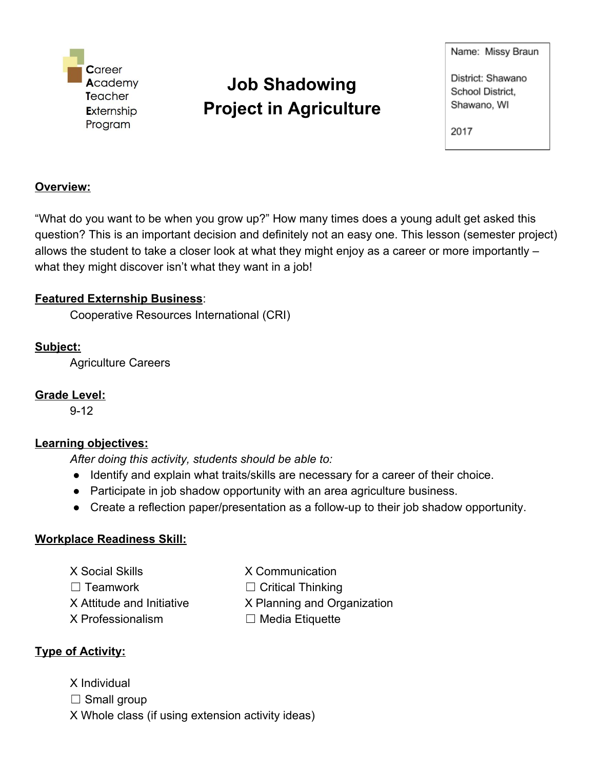Career Academy Teacher Externship Program

# Job Shadowing Project in Agriculture

Name: Missy Braun

District: Shawano School District, Shawano, WI

2017

**Overview:**

"What do you want to be when you grow up?" How many times does a young adult get asked this question? This is an important decision and definitely not an easy one. This lesson (semester project) allows the student to take a closer look at what they might enjoy as a career or more importantly – what they might discover isn't what they want in a job!

**Featured Externship Business**:

Cooperative Resources International (CRI)

**Subject:**

Agriculture Careers

**Grade Level:**

9-12

**Learning objectives:**

*After doing this activity, students should be able to:*

- Identify and explain what traits/skills are necessary for a career of their choice.
- Participate in job shadow opportunity with an area agriculture business.
- Create a reflection paper/presentation as a follow-up to their job shadow opportunity.

**Workplace Readiness Skill:**

X Social Skills
☐ Teamwork
X Attitude and Initiative
X Professionalism
X Communication
☐ Critical Thinking
X Planning and Organization
☐ Media Etiquette

**Type of Activity:**

X Individual
☐ Small group
X Whole class (if using extension activity ideas)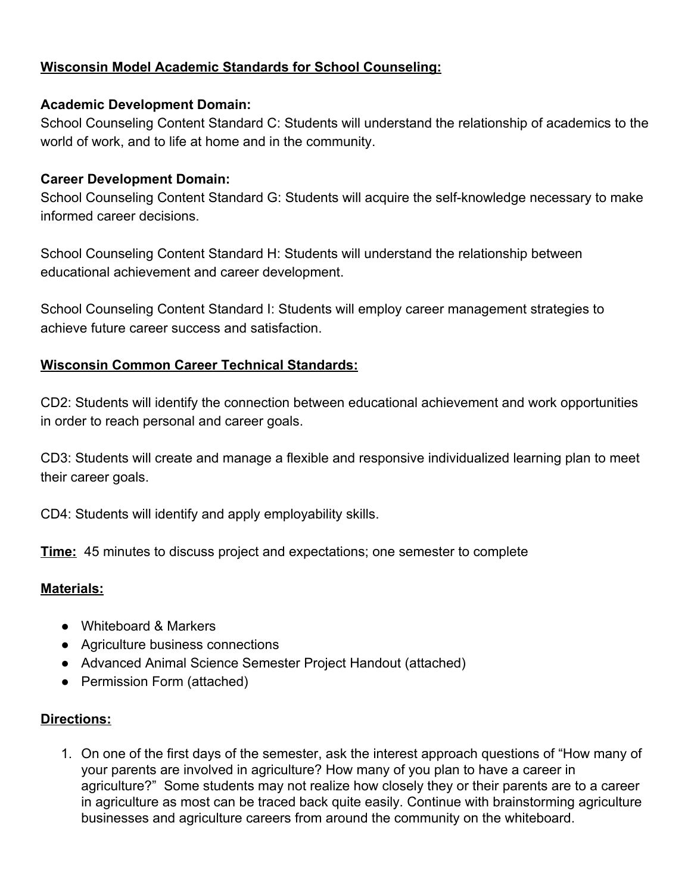**Wisconsin Model Academic Standards for School Counseling:**

**Academic Development Domain:**
School Counseling Content Standard C: Students will understand the relationship of academics to the world of work, and to life at home and in the community.

**Career Development Domain:**
School Counseling Content Standard G: Students will acquire the self-knowledge necessary to make informed career decisions.

School Counseling Content Standard H: Students will understand the relationship between educational achievement and career development.

School Counseling Content Standard I: Students will employ career management strategies to achieve future career success and satisfaction.

**Wisconsin Common Career Technical Standards:**

CD2: Students will identify the connection between educational achievement and work opportunities in order to reach personal and career goals.

CD3: Students will create and manage a flexible and responsive individualized learning plan to meet their career goals.

CD4: Students will identify and apply employability skills.

**Time:** 45 minutes to discuss project and expectations; one semester to complete

**Materials:**

- Whiteboard & Markers
- Agriculture business connections
- Advanced Animal Science Semester Project Handout (attached)
- Permission Form (attached)

**Directions:**

1. On one of the first days of the semester, ask the interest approach questions of "How many of your parents are involved in agriculture? How many of you plan to have a career in agriculture?" Some students may not realize how closely they or their parents are to a career in agriculture as most can be traced back quite easily. Continue with brainstorming agriculture businesses and agriculture careers from around the community on the whiteboard.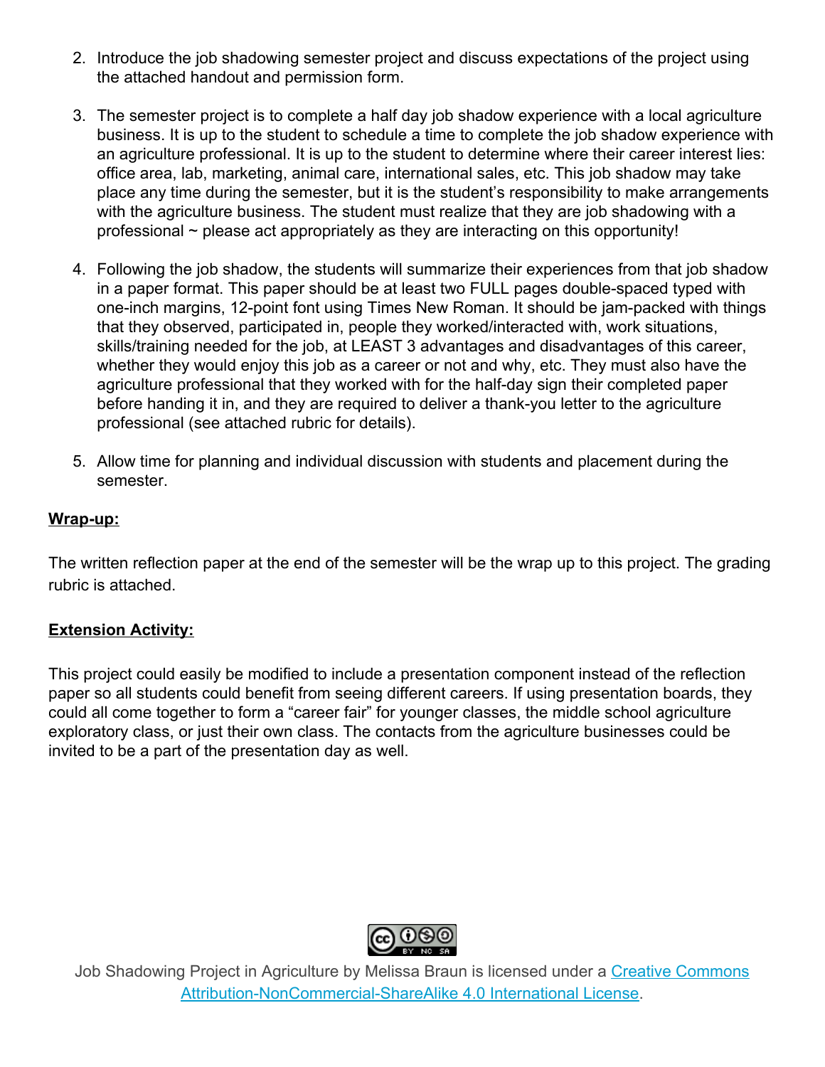2. Introduce the job shadowing semester project and discuss expectations of the project using the attached handout and permission form.

3. The semester project is to complete a half day job shadow experience with a local agriculture business. It is up to the student to schedule a time to complete the job shadow experience with an agriculture professional. It is up to the student to determine where their career interest lies: office area, lab, marketing, animal care, international sales, etc. This job shadow may take place any time during the semester, but it is the student's responsibility to make arrangements with the agriculture business. The student must realize that they are job shadowing with a professional ~ please act appropriately as they are interacting on this opportunity!

4. Following the job shadow, the students will summarize their experiences from that job shadow in a paper format. This paper should be at least two FULL pages double-spaced typed with one-inch margins, 12-point font using Times New Roman. It should be jam-packed with things that they observed, participated in, people they worked/interacted with, work situations, skills/training needed for the job, at LEAST 3 advantages and disadvantages of this career, whether they would enjoy this job as a career or not and why, etc. They must also have the agriculture professional that they worked with for the half-day sign their completed paper before handing it in, and they are required to deliver a thank-you letter to the agriculture professional (see attached rubric for details).

5. Allow time for planning and individual discussion with students and placement during the semester.

**Wrap-up:**

The written reflection paper at the end of the semester will be the wrap up to this project. The grading rubric is attached.

**Extension Activity:**

This project could easily be modified to include a presentation component instead of the reflection paper so all students could benefit from seeing different careers. If using presentation boards, they could all come together to form a "career fair" for younger classes, the middle school agriculture exploratory class, or just their own class. The contacts from the agriculture businesses could be invited to be a part of the presentation day as well.

Job Shadowing Project in Agriculture by Melissa Braun is licensed under a [Creative Commons Attribution-NonCommercial-ShareAlike 4.0 International License](https://creativecommons.org/licenses/by-nc-sa/4.0/).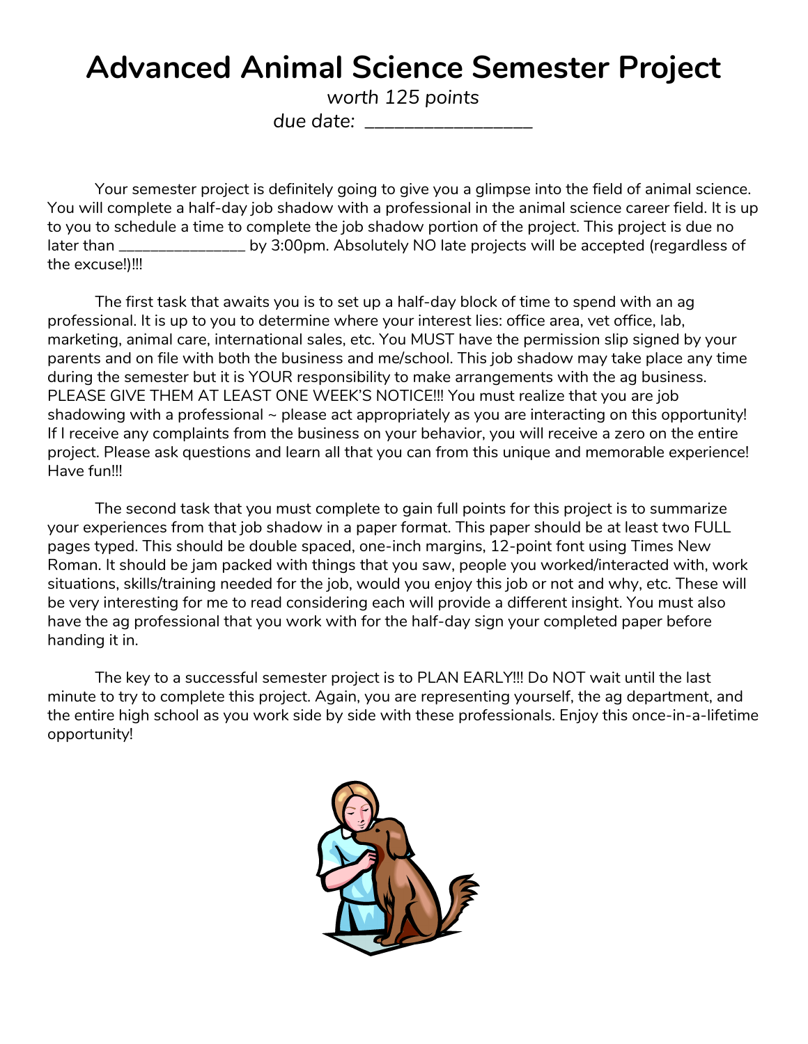# Advanced Animal Science Semester Project

*worth 125 points*

*due date: ________________*

Your semester project is definitely going to give you a glimpse into the field of animal science. You will complete a half-day job shadow with a professional in the animal science career field. It is up to you to schedule a time to complete the job shadow portion of the project. This project is due no later than ______________ by 3:00pm. Absolutely NO late projects will be accepted (regardless of the excuse!)!!!

The first task that awaits you is to set up a half-day block of time to spend with an ag professional. It is up to you to determine where your interest lies: office area, vet office, lab, marketing, animal care, international sales, etc. You MUST have the permission slip signed by your parents and on file with both the business and me/school. This job shadow may take place any time during the semester but it is YOUR responsibility to make arrangements with the ag business. PLEASE GIVE THEM AT LEAST ONE WEEK'S NOTICE!!! You must realize that you are job shadowing with a professional ~ please act appropriately as you are interacting on this opportunity! If I receive any complaints from the business on your behavior, you will receive a zero on the entire project. Please ask questions and learn all that you can from this unique and memorable experience! Have fun!!!

The second task that you must complete to gain full points for this project is to summarize your experiences from that job shadow in a paper format. This paper should be at least two FULL pages typed. This should be double spaced, one-inch margins, 12-point font using Times New Roman. It should be jam packed with things that you saw, people you worked/interacted with, work situations, skills/training needed for the job, would you enjoy this job or not and why, etc. These will be very interesting for me to read considering each will provide a different insight. You must also have the ag professional that you work with for the half-day sign your completed paper before handing it in.

The key to a successful semester project is to PLAN EARLY!!! Do NOT wait until the last minute to try to complete this project. Again, you are representing yourself, the ag department, and the entire high school as you work side by side with these professionals. Enjoy this once-in-a-lifetime opportunity!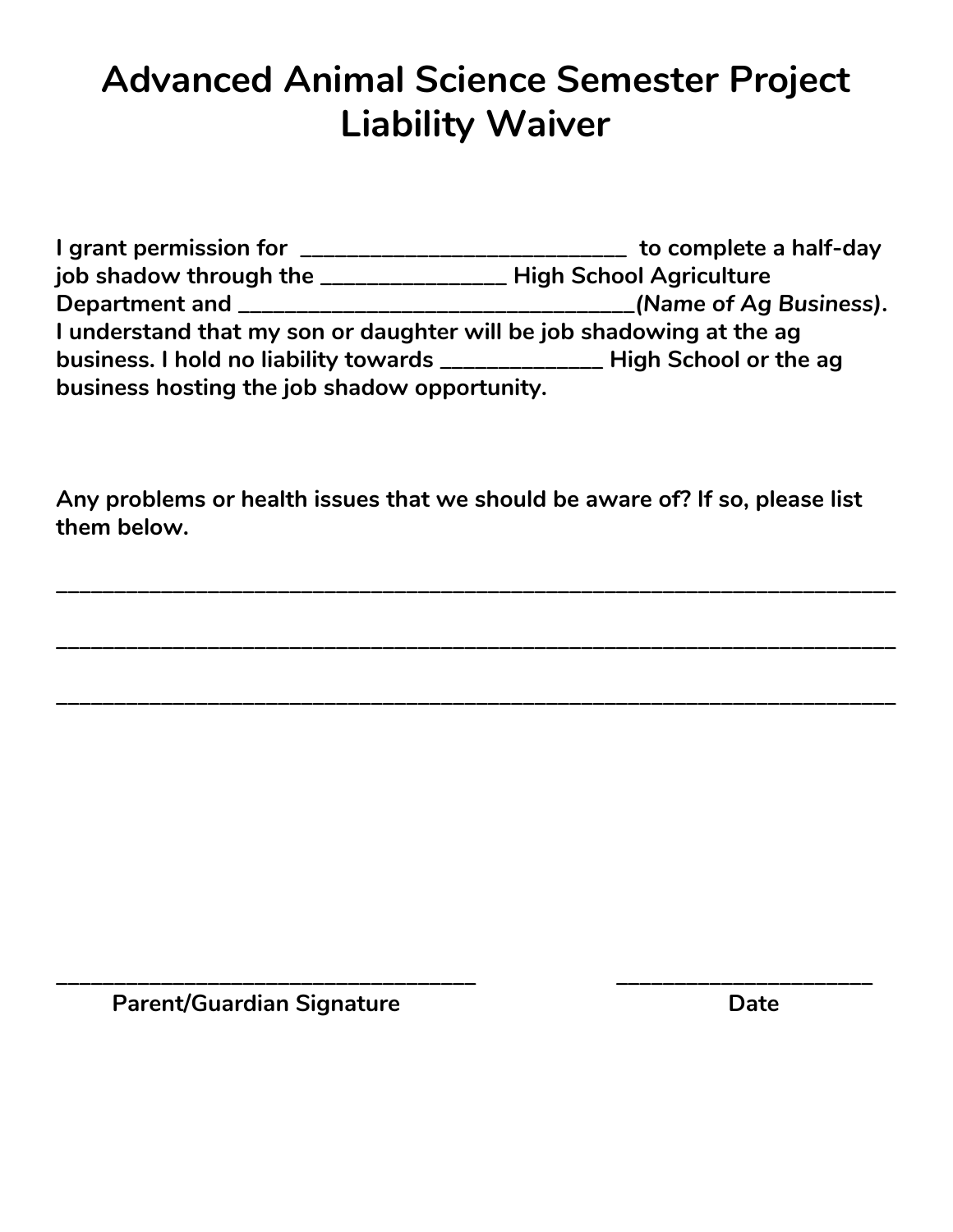# Advanced Animal Science Semester Project Liability Waiver

**I grant permission for ____________________________ to complete a half-day job shadow through the ________________ High School Agriculture Department and __________________________________*(Name of Ag Business)*. I understand that my son or daughter will be job shadowing at the ag business. I hold no liability towards ______________ High School or the ag business hosting the job shadow opportunity.**

**Any problems or health issues that we should be aware of? If so, please list them below.**

______________________________________________________________________________

______________________________________________________________________________

______________________________________________________________________________

____________________________________ ______________________

**Parent/Guardian Signature** **Date**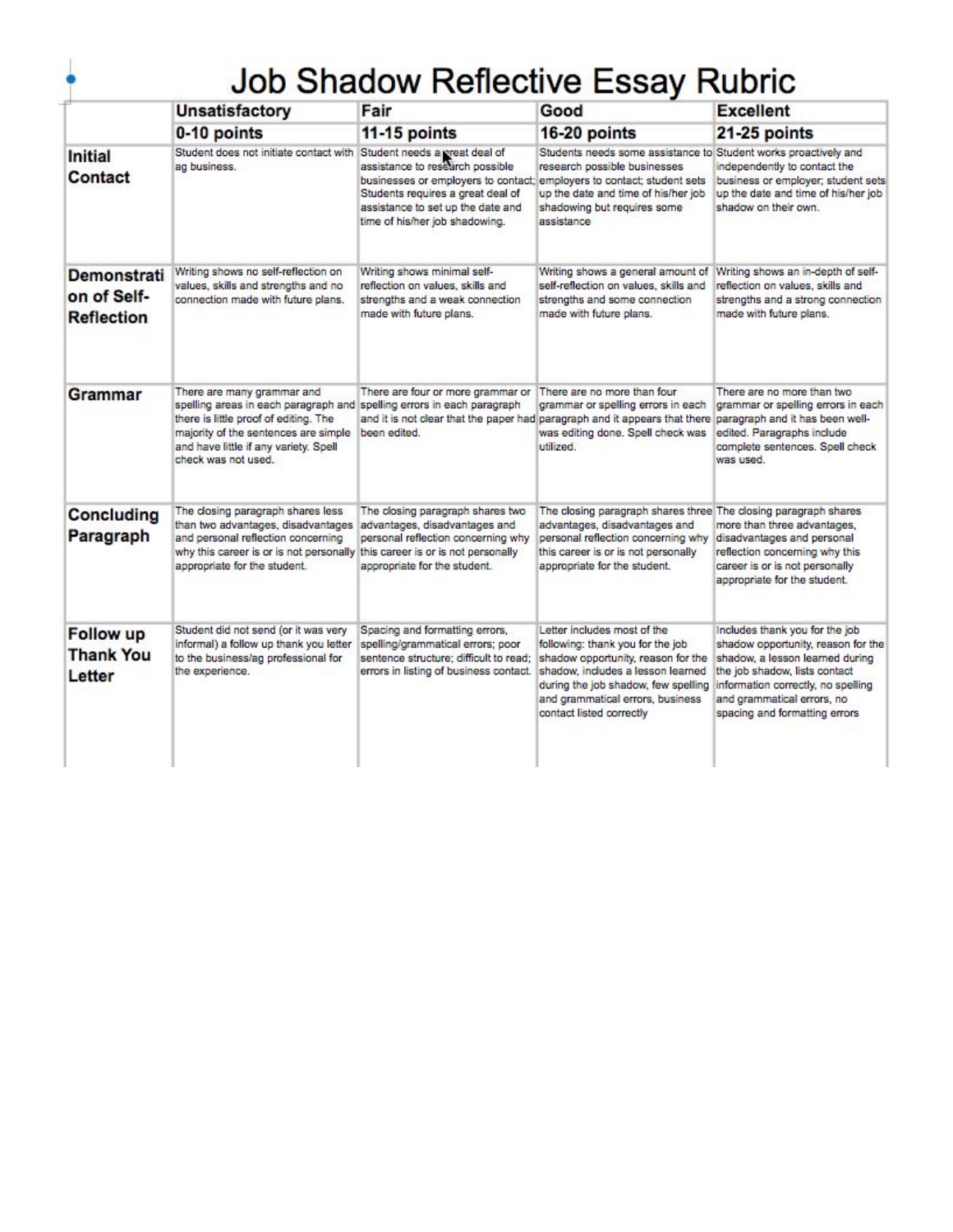# Job Shadow Reflective Essay Rubric

| | Unsatisfactory | Fair | Good | Excellent |
|---|---|---|---|---|
| | 0-10 points | 11-15 points | 16-20 points | 21-25 points |
| **Initial Contact** | Student does not initiate contact with ag business. | Student needs a great deal of assistance to research possible businesses or employers to contact; Students requires a great deal of assistance to set up the date and time of his/her job shadowing. | Students needs some assistance to research possible businesses employers to contact; student sets up the date and time of his/her job shadowing but requires some assistance | Student works proactively and independently to contact the business or employer; student sets up the date and time of his/her job shadow on their own. |
| **Demonstration of Self-Reflection** | Writing shows no self-reflection on values, skills and strengths and no connection made with future plans. | Writing shows minimal self-reflection on values, skills and strengths and a weak connection made with future plans. | Writing shows a general amount of self-reflection on values, skills and strengths and some connection made with future plans. | Writing shows an in-depth of self-reflection on values, skills and strengths and a strong connection made with future plans. |
| **Grammar** | There are many grammar and spelling areas in each paragraph and there is little proof of editing. The majority of the sentences are simple and have little if any variety. Spell check was not used. | There are four or more grammar or spelling errors in each paragraph and it is not clear that the paper had been edited. | There are no more than four grammar or spelling errors in each paragraph and it appears that there was editing done. Spell check was utilized. | There are no more than two grammar or spelling errors in each paragraph and it has been well-edited. Paragraphs include complete sentences. Spell check was used. |
| **Concluding Paragraph** | The closing paragraph shares less than two advantages, disadvantages and personal reflection concerning why this career is or is not personally appropriate for the student. | The closing paragraph shares two advantages, disadvantages and personal reflection concerning why this career is or is not personally appropriate for the student. | The closing paragraph shares three advantages, disadvantages and personal reflection concerning why this career is or is not personally appropriate for the student. | The closing paragraph shares more than three advantages, disadvantages and personal reflection concerning why this career is or is not personally appropriate for the student. |
| **Follow up Thank You Letter** | Student did not send (or it was very informal) a follow up thank you letter to the business/ag professional for the experience. | Spacing and formatting errors, spelling/grammatical errors; poor sentence structure; difficult to read; errors in listing of business contact. | Letter includes most of the following: thank you for the job shadow opportunity, reason for the shadow, includes a lesson learned during the job shadow, few spelling and grammatical errors, business contact listed correctly | Includes thank you for the job shadow opportunity, reason for the shadow, a lesson learned during the job shadow, lists contact information correctly, no spelling and grammatical errors, no spacing and formatting errors |